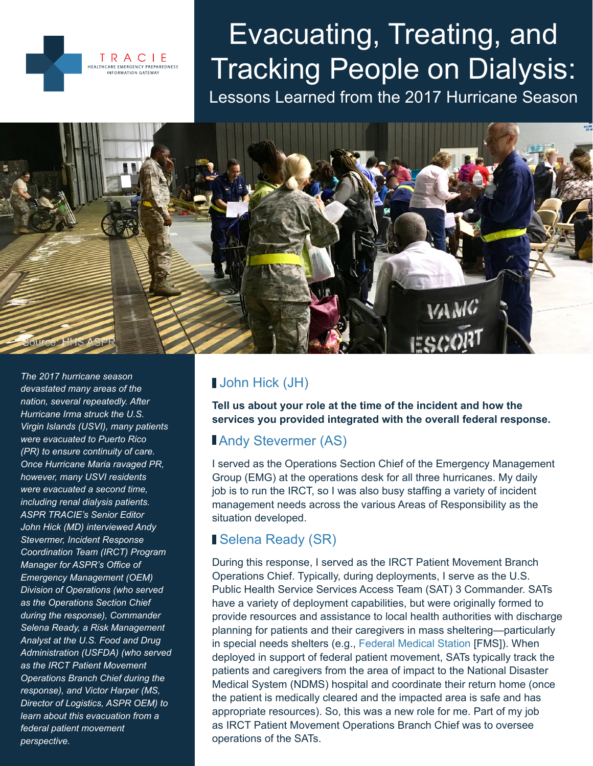# Evacuating, Treating, and Tracking People on Dialysis:

## Lessons Learned from the 2017 Hurricane Season

Source: HHS ASPR

*The 2017 hurricane season devastated many areas of the nation, several repeatedly. After Hurricane Irma struck the U.S. Virgin Islands (USVI), many patients were evacuated to Puerto Rico (PR) to ensure continuity of care. Once Hurricane Maria ravaged PR, however, many USVI residents were evacuated a second time, including renal dialysis patients. ASPR TRACIE's Senior Editor John Hick (MD) interviewed Andy Stevermer, Incident Response Coordination Team (IRCT) Program Manager for ASPR's Office of Emergency Management (OEM) Division of Operations (who served as the Operations Section Chief during the response), Commander Selena Ready, a Risk Management Analyst at the U.S. Food and Drug Administration (USFDA) (who served as the IRCT Patient Movement Operations Branch Chief during the response), and Victor Harper (MS, Director of Logistics, ASPR OEM) to learn about this evacuation from a federal patient movement perspective.*

### John Hick (JH)

**Tell us about your role at the time of the incident and how the services you provided integrated with the overall federal response.**

### Andy Stevermer (AS)

I served as the Operations Section Chief of the Emergency Management Group (EMG) at the operations desk for all three hurricanes. My daily job is to run the IRCT, so I was also busy staffing a variety of incident management needs across the various Areas of Responsibility as the situation developed.

### Selena Ready (SR)

During this response, I served as the IRCT Patient Movement Branch Operations Chief. Typically, during deployments, I serve as the U.S. Public Health Service Services Access Team (SAT) 3 Commander. SATs have a variety of deployment capabilities, but were originally formed to provide resources and assistance to local health authorities with discharge planning for patients and their caregivers in mass sheltering—particularly in special needs shelters (e.g., Federal Medical Station [FMS]). When deployed in support of federal patient movement, SATs typically track the patients and caregivers from the area of impact to the National Disaster Medical System (NDMS) hospital and coordinate their return home (once the patient is medically cleared and the impacted area is safe and has appropriate resources). So, this was a new role for me. Part of my job as IRCT Patient Movement Operations Branch Chief was to oversee operations of the SATs.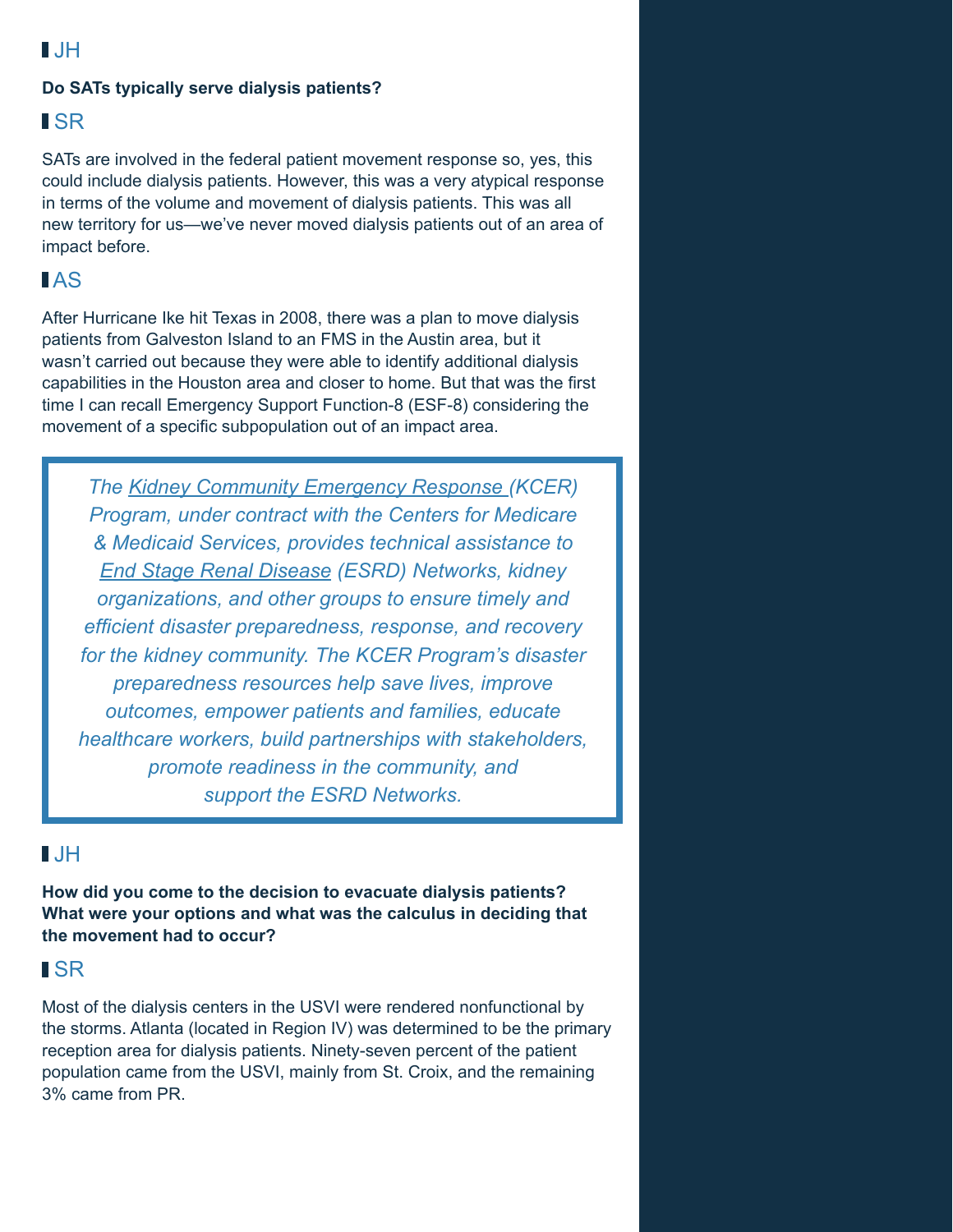**JH**

**Do SATs typically serve dialysis patients?**

**SR**

SATs are involved in the federal patient movement response so, yes, this could include dialysis patients. However, this was a very atypical response in terms of the volume and movement of dialysis patients. This was all new territory for us—we've never moved dialysis patients out of an area of impact before.

**AS**

After Hurricane Ike hit Texas in 2008, there was a plan to move dialysis patients from Galveston Island to an FMS in the Austin area, but it wasn't carried out because they were able to identify additional dialysis capabilities in the Houston area and closer to home. But that was the first time I can recall Emergency Support Function-8 (ESF-8) considering the movement of a specific subpopulation out of an impact area.

> *The Kidney Community Emergency Response (KCER) Program, under contract with the Centers for Medicare & Medicaid Services, provides technical assistance to End Stage Renal Disease (ESRD) Networks, kidney organizations, and other groups to ensure timely and efficient disaster preparedness, response, and recovery for the kidney community. The KCER Program's disaster preparedness resources help save lives, improve outcomes, empower patients and families, educate healthcare workers, build partnerships with stakeholders, promote readiness in the community, and support the ESRD Networks.*

**JH**

**How did you come to the decision to evacuate dialysis patients? What were your options and what was the calculus in deciding that the movement had to occur?**

**SR**

Most of the dialysis centers in the USVI were rendered nonfunctional by the storms. Atlanta (located in Region IV) was determined to be the primary reception area for dialysis patients. Ninety-seven percent of the patient population came from the USVI, mainly from St. Croix, and the remaining 3% came from PR.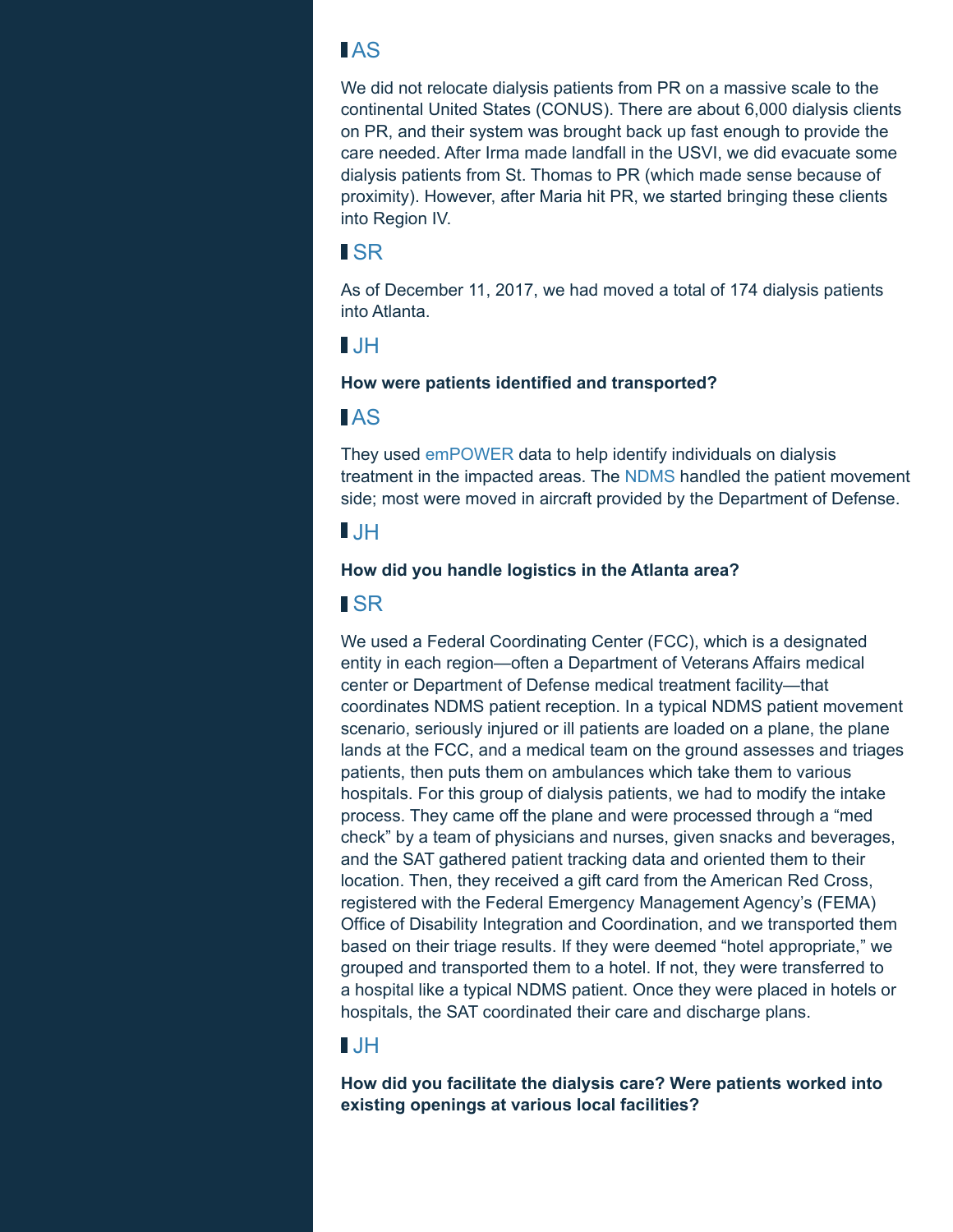**AS**

We did not relocate dialysis patients from PR on a massive scale to the continental United States (CONUS). There are about 6,000 dialysis clients on PR, and their system was brought back up fast enough to provide the care needed. After Irma made landfall in the USVI, we did evacuate some dialysis patients from St. Thomas to PR (which made sense because of proximity). However, after Maria hit PR, we started bringing these clients into Region IV.

**SR**

As of December 11, 2017, we had moved a total of 174 dialysis patients into Atlanta.

**JH**

**How were patients identified and transported?**

**AS**

They used emPOWER data to help identify individuals on dialysis treatment in the impacted areas. The NDMS handled the patient movement side; most were moved in aircraft provided by the Department of Defense.

**JH**

**How did you handle logistics in the Atlanta area?**

**SR**

We used a Federal Coordinating Center (FCC), which is a designated entity in each region—often a Department of Veterans Affairs medical center or Department of Defense medical treatment facility—that coordinates NDMS patient reception. In a typical NDMS patient movement scenario, seriously injured or ill patients are loaded on a plane, the plane lands at the FCC, and a medical team on the ground assesses and triages patients, then puts them on ambulances which take them to various hospitals. For this group of dialysis patients, we had to modify the intake process. They came off the plane and were processed through a "med check" by a team of physicians and nurses, given snacks and beverages, and the SAT gathered patient tracking data and oriented them to their location. Then, they received a gift card from the American Red Cross, registered with the Federal Emergency Management Agency's (FEMA) Office of Disability Integration and Coordination, and we transported them based on their triage results. If they were deemed "hotel appropriate," we grouped and transported them to a hotel. If not, they were transferred to a hospital like a typical NDMS patient. Once they were placed in hotels or hospitals, the SAT coordinated their care and discharge plans.

**JH**

**How did you facilitate the dialysis care? Were patients worked into existing openings at various local facilities?**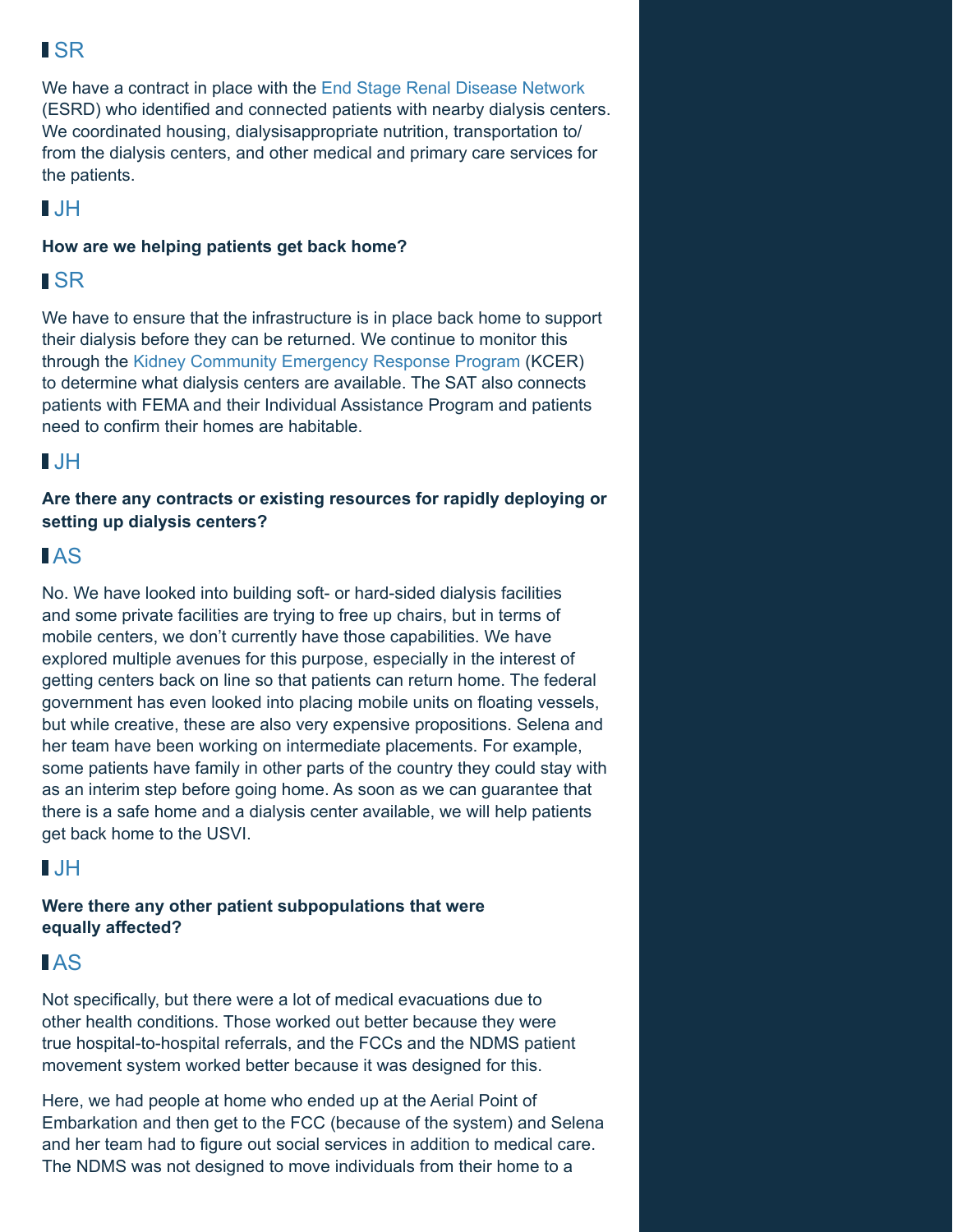## SR

We have a contract in place with the End Stage Renal Disease Network (ESRD) who identified and connected patients with nearby dialysis centers. We coordinated housing, dialysisappropriate nutrition, transportation to/from the dialysis centers, and other medical and primary care services for the patients.

## JH

**How are we helping patients get back home?**

## SR

We have to ensure that the infrastructure is in place back home to support their dialysis before they can be returned. We continue to monitor this through the Kidney Community Emergency Response Program (KCER) to determine what dialysis centers are available. The SAT also connects patients with FEMA and their Individual Assistance Program and patients need to confirm their homes are habitable.

## JH

**Are there any contracts or existing resources for rapidly deploying or setting up dialysis centers?**

## AS

No. We have looked into building soft- or hard-sided dialysis facilities and some private facilities are trying to free up chairs, but in terms of mobile centers, we don't currently have those capabilities. We have explored multiple avenues for this purpose, especially in the interest of getting centers back on line so that patients can return home. The federal government has even looked into placing mobile units on floating vessels, but while creative, these are also very expensive propositions. Selena and her team have been working on intermediate placements. For example, some patients have family in other parts of the country they could stay with as an interim step before going home. As soon as we can guarantee that there is a safe home and a dialysis center available, we will help patients get back home to the USVI.

## JH

**Were there any other patient subpopulations that were equally affected?**

## AS

Not specifically, but there were a lot of medical evacuations due to other health conditions. Those worked out better because they were true hospital-to-hospital referrals, and the FCCs and the NDMS patient movement system worked better because it was designed for this.

Here, we had people at home who ended up at the Aerial Point of Embarkation and then get to the FCC (because of the system) and Selena and her team had to figure out social services in addition to medical care. The NDMS was not designed to move individuals from their home to a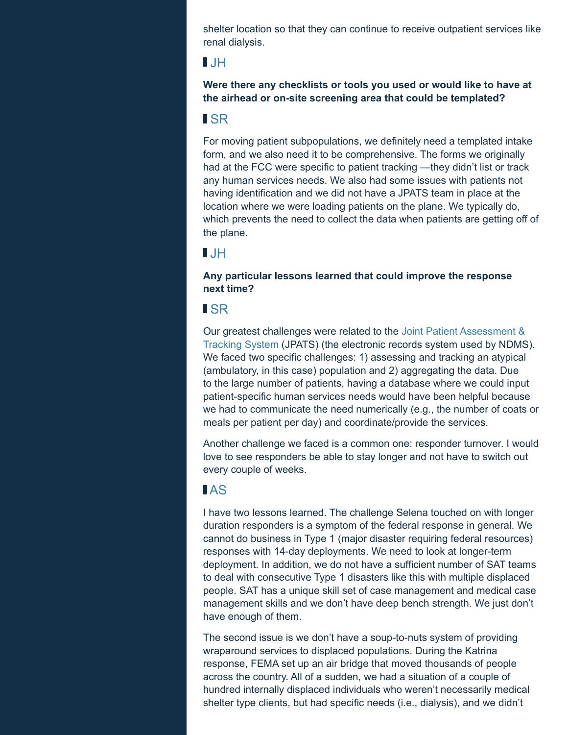shelter location so that they can continue to receive outpatient services like renal dialysis.

**JH**

**Were there any checklists or tools you used or would like to have at the airhead or on-site screening area that could be templated?**

**SR**

For moving patient subpopulations, we definitely need a templated intake form, and we also need it to be comprehensive. The forms we originally had at the FCC were specific to patient tracking —they didn't list or track any human services needs. We also had some issues with patients not having identification and we did not have a JPATS team in place at the location where we were loading patients on the plane. We typically do, which prevents the need to collect the data when patients are getting off of the plane.

**JH**

**Any particular lessons learned that could improve the response next time?**

**SR**

Our greatest challenges were related to the Joint Patient Assessment & Tracking System (JPATS) (the electronic records system used by NDMS). We faced two specific challenges: 1) assessing and tracking an atypical (ambulatory, in this case) population and 2) aggregating the data. Due to the large number of patients, having a database where we could input patient-specific human services needs would have been helpful because we had to communicate the need numerically (e.g., the number of coats or meals per patient per day) and coordinate/provide the services.

Another challenge we faced is a common one: responder turnover. I would love to see responders be able to stay longer and not have to switch out every couple of weeks.

**AS**

I have two lessons learned. The challenge Selena touched on with longer duration responders is a symptom of the federal response in general. We cannot do business in Type 1 (major disaster requiring federal resources) responses with 14-day deployments. We need to look at longer-term deployment. In addition, we do not have a sufficient number of SAT teams to deal with consecutive Type 1 disasters like this with multiple displaced people. SAT has a unique skill set of case management and medical case management skills and we don't have deep bench strength. We just don't have enough of them.

The second issue is we don't have a soup-to-nuts system of providing wraparound services to displaced populations. During the Katrina response, FEMA set up an air bridge that moved thousands of people across the country. All of a sudden, we had a situation of a couple of hundred internally displaced individuals who weren't necessarily medical shelter type clients, but had specific needs (i.e., dialysis), and we didn't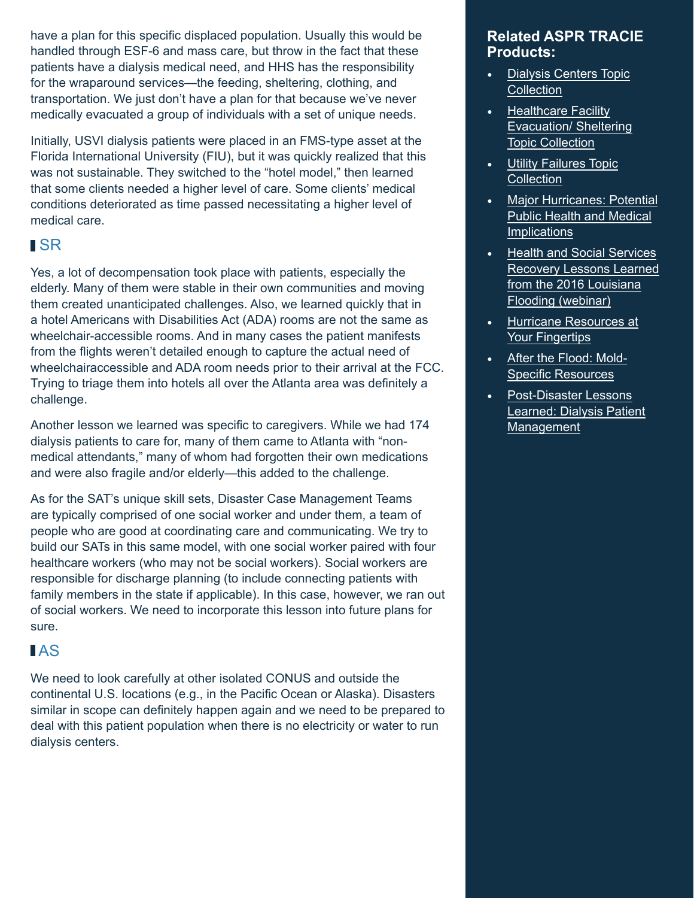have a plan for this specific displaced population. Usually this would be handled through ESF-6 and mass care, but throw in the fact that these patients have a dialysis medical need, and HHS has the responsibility for the wraparound services—the feeding, sheltering, clothing, and transportation. We just don't have a plan for that because we've never medically evacuated a group of individuals with a set of unique needs.

Initially, USVI dialysis patients were placed in an FMS-type asset at the Florida International University (FIU), but it was quickly realized that this was not sustainable. They switched to the "hotel model," then learned that some clients needed a higher level of care. Some clients' medical conditions deteriorated as time passed necessitating a higher level of medical care.

### SR

Yes, a lot of decompensation took place with patients, especially the elderly. Many of them were stable in their own communities and moving them created unanticipated challenges. Also, we learned quickly that in a hotel Americans with Disabilities Act (ADA) rooms are not the same as wheelchair-accessible rooms. And in many cases the patient manifests from the flights weren't detailed enough to capture the actual need of wheelchairaccessible and ADA room needs prior to their arrival at the FCC. Trying to triage them into hotels all over the Atlanta area was definitely a challenge.

Another lesson we learned was specific to caregivers. While we had 174 dialysis patients to care for, many of them came to Atlanta with "non-medical attendants," many of whom had forgotten their own medications and were also fragile and/or elderly—this added to the challenge.

As for the SAT's unique skill sets, Disaster Case Management Teams are typically comprised of one social worker and under them, a team of people who are good at coordinating care and communicating. We try to build our SATs in this same model, with one social worker paired with four healthcare workers (who may not be social workers). Social workers are responsible for discharge planning (to include connecting patients with family members in the state if applicable). In this case, however, we ran out of social workers. We need to incorporate this lesson into future plans for sure.

### AS

We need to look carefully at other isolated CONUS and outside the continental U.S. locations (e.g., in the Pacific Ocean or Alaska). Disasters similar in scope can definitely happen again and we need to be prepared to deal with this patient population when there is no electricity or water to run dialysis centers.

**Related ASPR TRACIE Products:**

- Dialysis Centers Topic Collection
- Healthcare Facility Evacuation/ Sheltering Topic Collection
- Utility Failures Topic Collection
- Major Hurricanes: Potential Public Health and Medical Implications
- Health and Social Services Recovery Lessons Learned from the 2016 Louisiana Flooding (webinar)
- Hurricane Resources at Your Fingertips
- After the Flood: Mold-Specific Resources
- Post-Disaster Lessons Learned: Dialysis Patient Management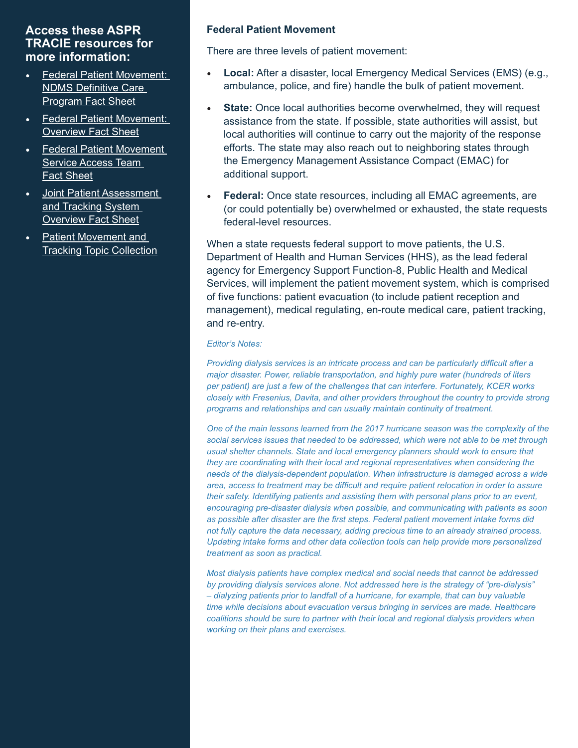## Access these ASPR TRACIE resources for more information:

- Federal Patient Movement: NDMS Definitive Care Program Fact Sheet
- Federal Patient Movement: Overview Fact Sheet
- Federal Patient Movement Service Access Team Fact Sheet
- Joint Patient Assessment and Tracking System Overview Fact Sheet
- Patient Movement and Tracking Topic Collection

### Federal Patient Movement

There are three levels of patient movement:

- **Local:** After a disaster, local Emergency Medical Services (EMS) (e.g., ambulance, police, and fire) handle the bulk of patient movement.
- **State:** Once local authorities become overwhelmed, they will request assistance from the state. If possible, state authorities will assist, but local authorities will continue to carry out the majority of the response efforts. The state may also reach out to neighboring states through the Emergency Management Assistance Compact (EMAC) for additional support.
- **Federal:** Once state resources, including all EMAC agreements, are (or could potentially be) overwhelmed or exhausted, the state requests federal-level resources.

When a state requests federal support to move patients, the U.S. Department of Health and Human Services (HHS), as the lead federal agency for Emergency Support Function-8, Public Health and Medical Services, will implement the patient movement system, which is comprised of five functions: patient evacuation (to include patient reception and management), medical regulating, en-route medical care, patient tracking, and re-entry.

*Editor's Notes:*

*Providing dialysis services is an intricate process and can be particularly difficult after a major disaster. Power, reliable transportation, and highly pure water (hundreds of liters per patient) are just a few of the challenges that can interfere. Fortunately, KCER works closely with Fresenius, Davita, and other providers throughout the country to provide strong programs and relationships and can usually maintain continuity of treatment.*

*One of the main lessons learned from the 2017 hurricane season was the complexity of the social services issues that needed to be addressed, which were not able to be met through usual shelter channels. State and local emergency planners should work to ensure that they are coordinating with their local and regional representatives when considering the needs of the dialysis-dependent population. When infrastructure is damaged across a wide area, access to treatment may be difficult and require patient relocation in order to assure their safety. Identifying patients and assisting them with personal plans prior to an event, encouraging pre-disaster dialysis when possible, and communicating with patients as soon as possible after disaster are the first steps. Federal patient movement intake forms did not fully capture the data necessary, adding precious time to an already strained process. Updating intake forms and other data collection tools can help provide more personalized treatment as soon as practical.*

*Most dialysis patients have complex medical and social needs that cannot be addressed by providing dialysis services alone. Not addressed here is the strategy of "pre-dialysis" – dialyzing patients prior to landfall of a hurricane, for example, that can buy valuable time while decisions about evacuation versus bringing in services are made. Healthcare coalitions should be sure to partner with their local and regional dialysis providers when working on their plans and exercises.*